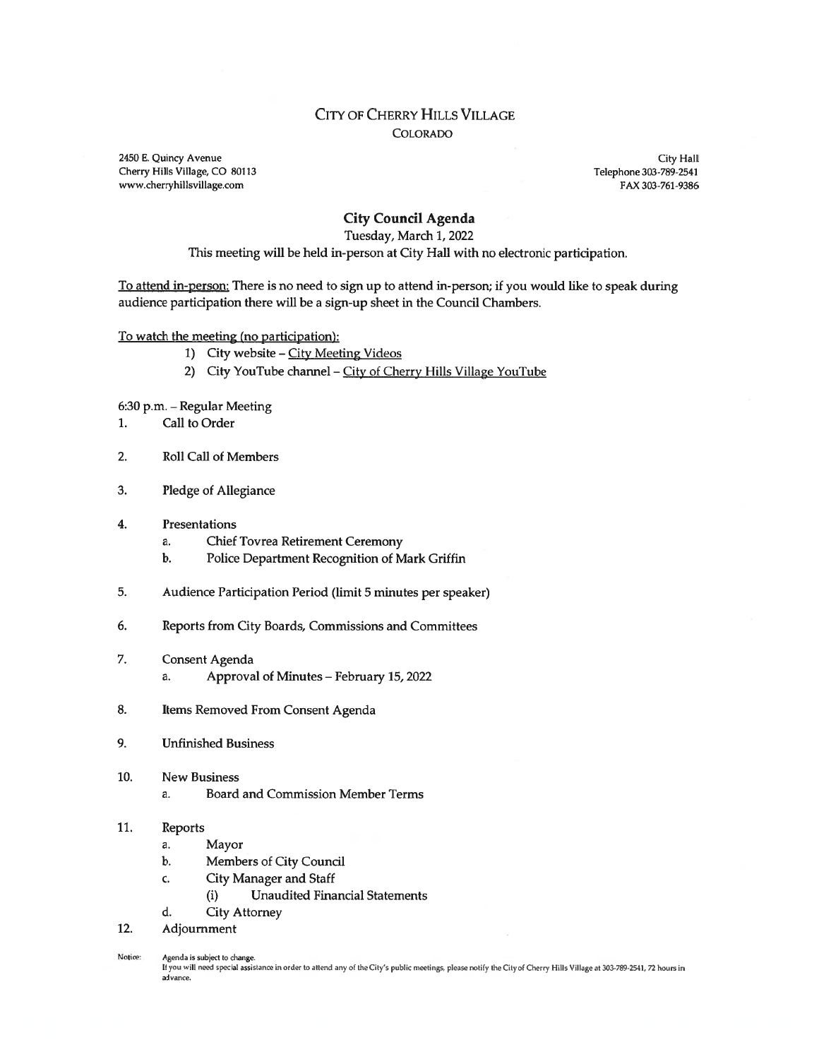# City of Cherry Hills Village

## Colorado

2450 E. Quincy Avenue
Cherry Hills Village, CO 80113
www.cherryhillsvillage.com

City Hall
Telephone 303-789-2541
FAX 303-761-9386

## City Council Agenda

Tuesday, March 1, 2022

This meeting will be held in-person at City Hall with no electronic participation.

To attend in-person: There is no need to sign up to attend in-person; if you would like to speak during audience participation there will be a sign-up sheet in the Council Chambers.

To watch the meeting (no participation):

1) City website – City Meeting Videos
2) City YouTube channel – City of Cherry Hills Village YouTube

6:30 p.m. – Regular Meeting

1. Call to Order
2. Roll Call of Members
3. Pledge of Allegiance
4. Presentations
   a. Chief Tovrea Retirement Ceremony
   b. Police Department Recognition of Mark Griffin
5. Audience Participation Period (limit 5 minutes per speaker)
6. Reports from City Boards, Commissions and Committees
7. Consent Agenda
   a. Approval of Minutes – February 15, 2022
8. Items Removed From Consent Agenda
9. Unfinished Business
10. New Business
    a. Board and Commission Member Terms
11. Reports
    a. Mayor
    b. Members of City Council
    c. City Manager and Staff
       (i) Unaudited Financial Statements
    d. City Attorney
12. Adjournment

Notice: Agenda is subject to change.
If you will need special assistance in order to attend any of the City's public meetings, please notify the City of Cherry Hills Village at 303-789-2541, 72 hours in advance.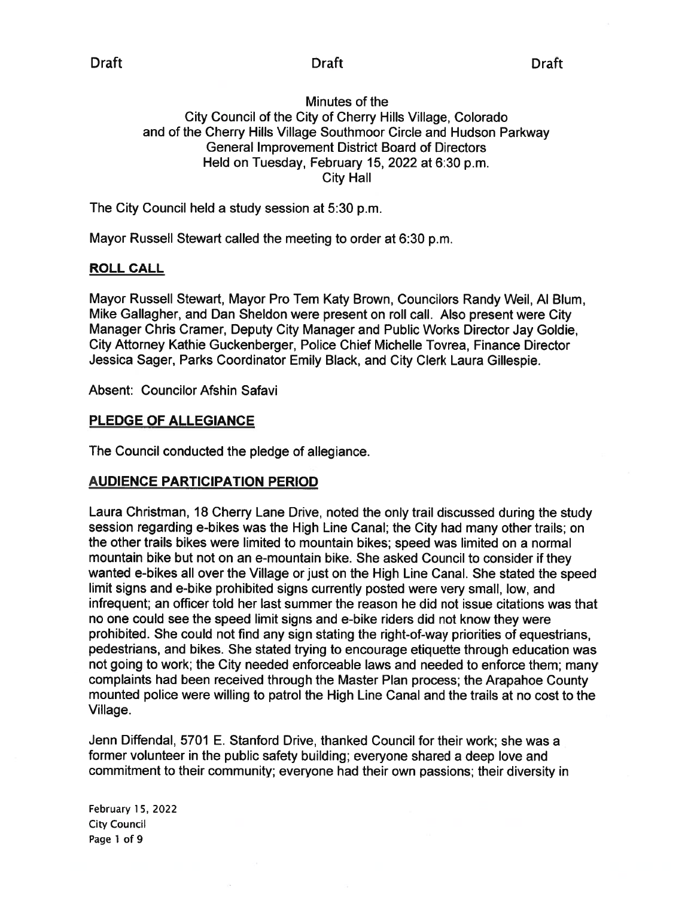Draft Draft Draft

Minutes of the
City Council of the City of Cherry Hills Village, Colorado
and of the Cherry Hills Village Southmoor Circle and Hudson Parkway
General Improvement District Board of Directors
Held on Tuesday, February 15, 2022 at 6:30 p.m.
City Hall

The City Council held a study session at 5:30 p.m.

Mayor Russell Stewart called the meeting to order at 6:30 p.m.

## ROLL CALL

Mayor Russell Stewart, Mayor Pro Tem Katy Brown, Councilors Randy Weil, Al Blum, Mike Gallagher, and Dan Sheldon were present on roll call. Also present were City Manager Chris Cramer, Deputy City Manager and Public Works Director Jay Goldie, City Attorney Kathie Guckenberger, Police Chief Michelle Tovrea, Finance Director Jessica Sager, Parks Coordinator Emily Black, and City Clerk Laura Gillespie.

Absent: Councilor Afshin Safavi

## PLEDGE OF ALLEGIANCE

The Council conducted the pledge of allegiance.

## AUDIENCE PARTICIPATION PERIOD

Laura Christman, 18 Cherry Lane Drive, noted the only trail discussed during the study session regarding e-bikes was the High Line Canal; the City had many other trails; on the other trails bikes were limited to mountain bikes; speed was limited on a normal mountain bike but not on an e-mountain bike. She asked Council to consider if they wanted e-bikes all over the Village or just on the High Line Canal. She stated the speed limit signs and e-bike prohibited signs currently posted were very small, low, and infrequent; an officer told her last summer the reason he did not issue citations was that no one could see the speed limit signs and e-bike riders did not know they were prohibited. She could not find any sign stating the right-of-way priorities of equestrians, pedestrians, and bikes. She stated trying to encourage etiquette through education was not going to work; the City needed enforceable laws and needed to enforce them; many complaints had been received through the Master Plan process; the Arapahoe County mounted police were willing to patrol the High Line Canal and the trails at no cost to the Village.

Jenn Diffendal, 5701 E. Stanford Drive, thanked Council for their work; she was a former volunteer in the public safety building; everyone shared a deep love and commitment to their community; everyone had their own passions; their diversity in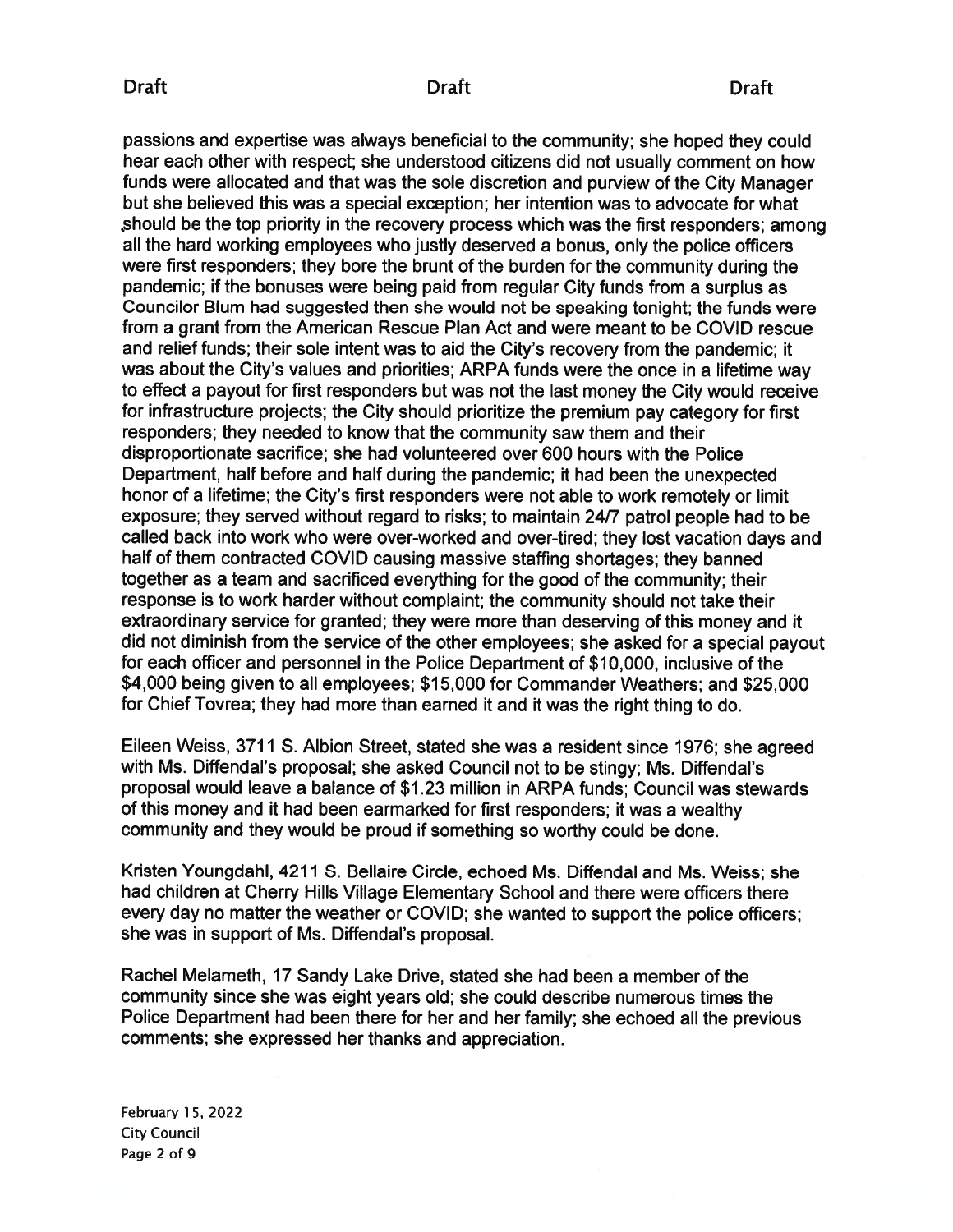passions and expertise was always beneficial to the community; she hoped they could hear each other with respect; she understood citizens did not usually comment on how funds were allocated and that was the sole discretion and purview of the City Manager but she believed this was a special exception; her intention was to advocate for what should be the top priority in the recovery process which was the first responders; among all the hard working employees who justly deserved a bonus, only the police officers were first responders; they bore the brunt of the burden for the community during the pandemic; if the bonuses were being paid from regular City funds from a surplus as Councilor Blum had suggested then she would not be speaking tonight; the funds were from a grant from the American Rescue Plan Act and were meant to be COVID rescue and relief funds; their sole intent was to aid the City's recovery from the pandemic; it was about the City's values and priorities; ARPA funds were the once in a lifetime way to effect a payout for first responders but was not the last money the City would receive for infrastructure projects; the City should prioritize the premium pay category for first responders; they needed to know that the community saw them and their disproportionate sacrifice; she had volunteered over 600 hours with the Police Department, half before and half during the pandemic; it had been the unexpected honor of a lifetime; the City's first responders were not able to work remotely or limit exposure; they served without regard to risks; to maintain 24/7 patrol people had to be called back into work who were over-worked and over-tired; they lost vacation days and half of them contracted COVID causing massive staffing shortages; they banned together as a team and sacrificed everything for the good of the community; their response is to work harder without complaint; the community should not take their extraordinary service for granted; they were more than deserving of this money and it did not diminish from the service of the other employees; she asked for a special payout for each officer and personnel in the Police Department of $10,000, inclusive of the $4,000 being given to all employees; $15,000 for Commander Weathers; and $25,000 for Chief Tovrea; they had more than earned it and it was the right thing to do.

Eileen Weiss, 3711 S. Albion Street, stated she was a resident since 1976; she agreed with Ms. Diffendal's proposal; she asked Council not to be stingy; Ms. Diffendal's proposal would leave a balance of $1.23 million in ARPA funds; Council was stewards of this money and it had been earmarked for first responders; it was a wealthy community and they would be proud if something so worthy could be done.

Kristen Youngdahl, 4211 S. Bellaire Circle, echoed Ms. Diffendal and Ms. Weiss; she had children at Cherry Hills Village Elementary School and there were officers there every day no matter the weather or COVID; she wanted to support the police officers; she was in support of Ms. Diffendal's proposal.

Rachel Melameth, 17 Sandy Lake Drive, stated she had been a member of the community since she was eight years old; she could describe numerous times the Police Department had been there for her and her family; she echoed all the previous comments; she expressed her thanks and appreciation.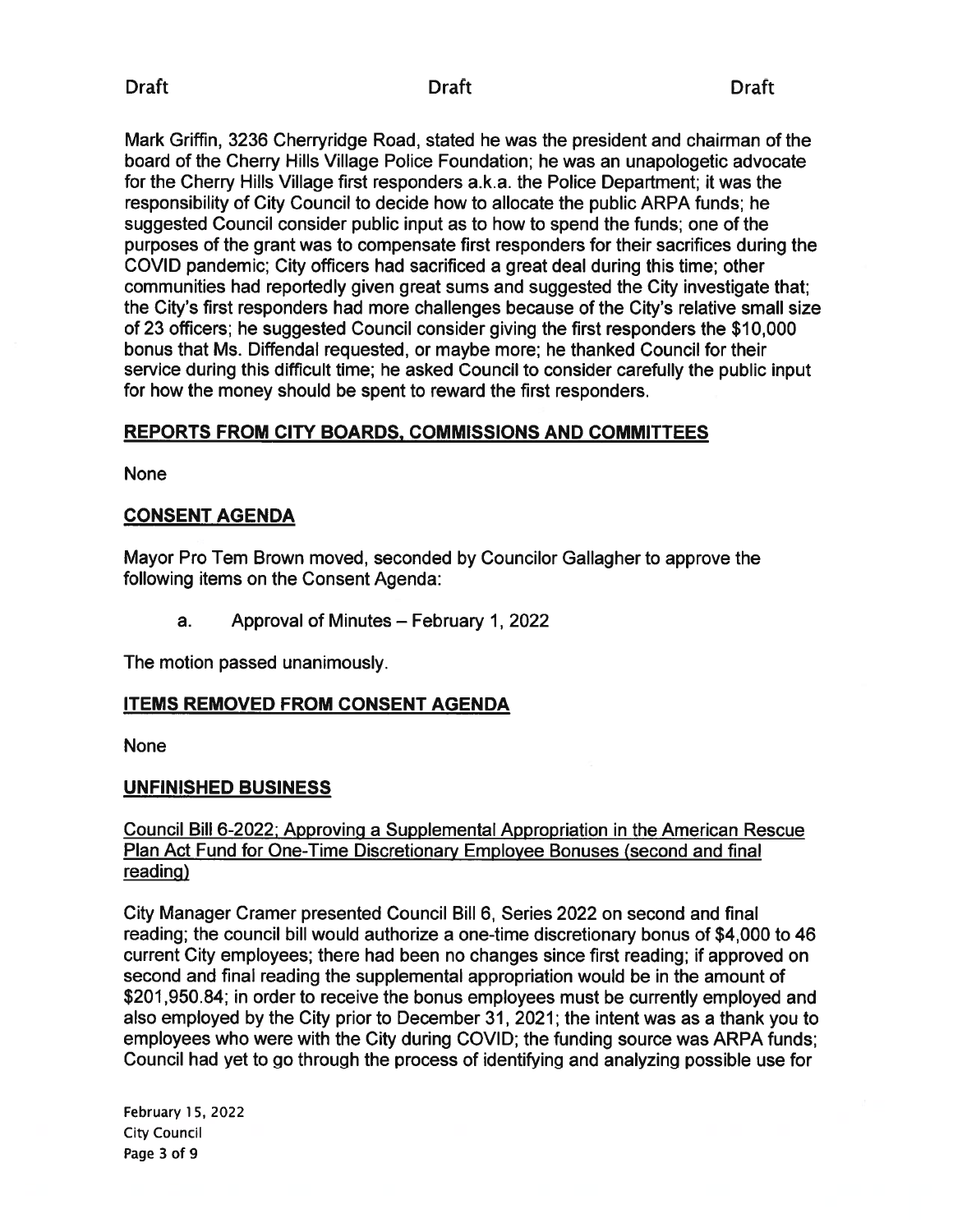Mark Griffin, 3236 Cherryridge Road, stated he was the president and chairman of the board of the Cherry Hills Village Police Foundation; he was an unapologetic advocate for the Cherry Hills Village first responders a.k.a. the Police Department; it was the responsibility of City Council to decide how to allocate the public ARPA funds; he suggested Council consider public input as to how to spend the funds; one of the purposes of the grant was to compensate first responders for their sacrifices during the COVID pandemic; City officers had sacrificed a great deal during this time; other communities had reportedly given great sums and suggested the City investigate that; the City's first responders had more challenges because of the City's relative small size of 23 officers; he suggested Council consider giving the first responders the $10,000 bonus that Ms. Diffendal requested, or maybe more; he thanked Council for their service during this difficult time; he asked Council to consider carefully the public input for how the money should be spent to reward the first responders.

## REPORTS FROM CITY BOARDS, COMMISSIONS AND COMMITTEES

None

## CONSENT AGENDA

Mayor Pro Tem Brown moved, seconded by Councilor Gallagher to approve the following items on the Consent Agenda:

a. Approval of Minutes – February 1, 2022

The motion passed unanimously.

## ITEMS REMOVED FROM CONSENT AGENDA

None

## UNFINISHED BUSINESS

Council Bill 6-2022; Approving a Supplemental Appropriation in the American Rescue Plan Act Fund for One-Time Discretionary Employee Bonuses (second and final reading)

City Manager Cramer presented Council Bill 6, Series 2022 on second and final reading; the council bill would authorize a one-time discretionary bonus of $4,000 to 46 current City employees; there had been no changes since first reading; if approved on second and final reading the supplemental appropriation would be in the amount of $201,950.84; in order to receive the bonus employees must be currently employed and also employed by the City prior to December 31, 2021; the intent was as a thank you to employees who were with the City during COVID; the funding source was ARPA funds; Council had yet to go through the process of identifying and analyzing possible use for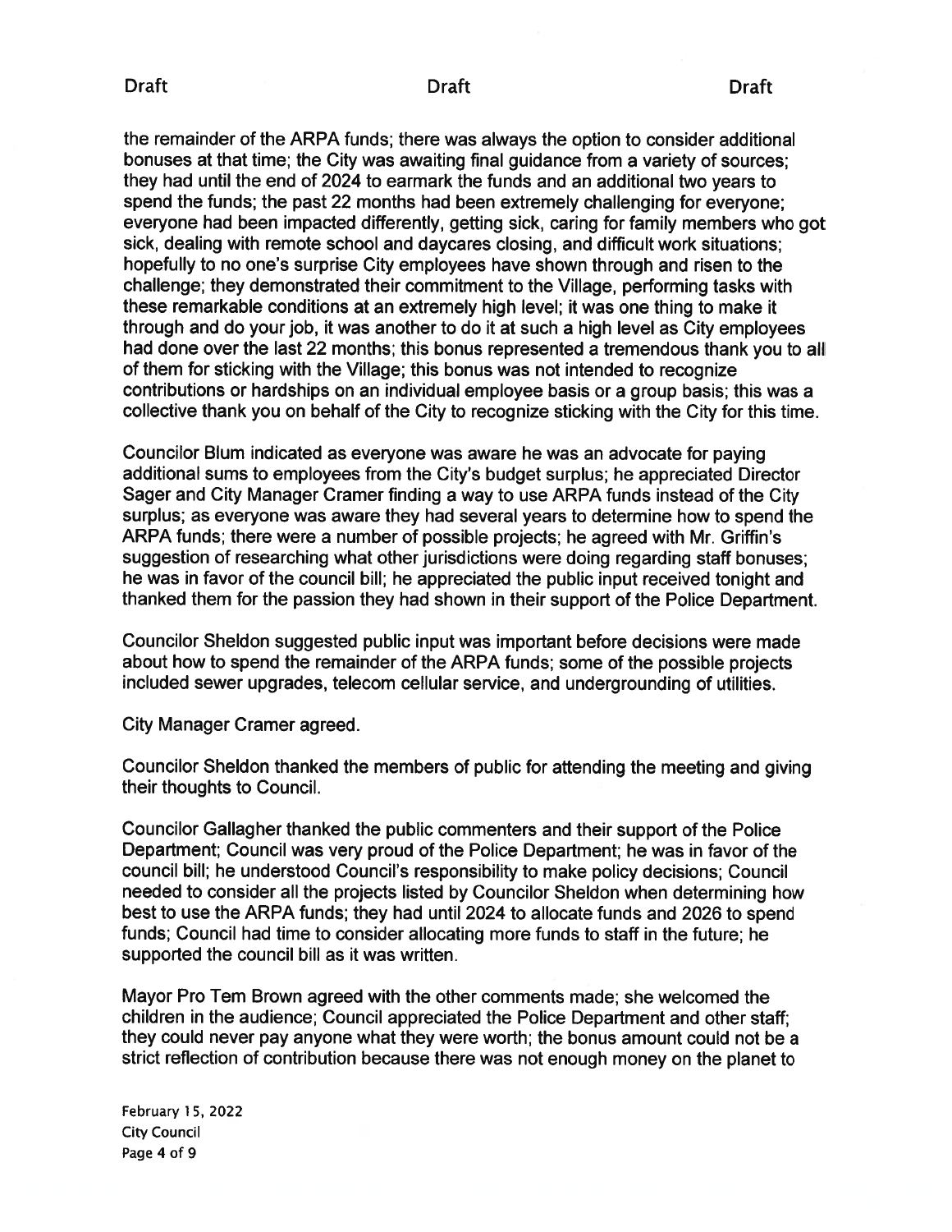the remainder of the ARPA funds; there was always the option to consider additional bonuses at that time; the City was awaiting final guidance from a variety of sources; they had until the end of 2024 to earmark the funds and an additional two years to spend the funds; the past 22 months had been extremely challenging for everyone; everyone had been impacted differently, getting sick, caring for family members who got sick, dealing with remote school and daycares closing, and difficult work situations; hopefully to no one's surprise City employees have shown through and risen to the challenge; they demonstrated their commitment to the Village, performing tasks with these remarkable conditions at an extremely high level; it was one thing to make it through and do your job, it was another to do it at such a high level as City employees had done over the last 22 months; this bonus represented a tremendous thank you to all of them for sticking with the Village; this bonus was not intended to recognize contributions or hardships on an individual employee basis or a group basis; this was a collective thank you on behalf of the City to recognize sticking with the City for this time.

Councilor Blum indicated as everyone was aware he was an advocate for paying additional sums to employees from the City's budget surplus; he appreciated Director Sager and City Manager Cramer finding a way to use ARPA funds instead of the City surplus; as everyone was aware they had several years to determine how to spend the ARPA funds; there were a number of possible projects; he agreed with Mr. Griffin's suggestion of researching what other jurisdictions were doing regarding staff bonuses; he was in favor of the council bill; he appreciated the public input received tonight and thanked them for the passion they had shown in their support of the Police Department.

Councilor Sheldon suggested public input was important before decisions were made about how to spend the remainder of the ARPA funds; some of the possible projects included sewer upgrades, telecom cellular service, and undergrounding of utilities.

City Manager Cramer agreed.

Councilor Sheldon thanked the members of public for attending the meeting and giving their thoughts to Council.

Councilor Gallagher thanked the public commenters and their support of the Police Department; Council was very proud of the Police Department; he was in favor of the council bill; he understood Council's responsibility to make policy decisions; Council needed to consider all the projects listed by Councilor Sheldon when determining how best to use the ARPA funds; they had until 2024 to allocate funds and 2026 to spend funds; Council had time to consider allocating more funds to staff in the future; he supported the council bill as it was written.

Mayor Pro Tem Brown agreed with the other comments made; she welcomed the children in the audience; Council appreciated the Police Department and other staff; they could never pay anyone what they were worth; the bonus amount could not be a strict reflection of contribution because there was not enough money on the planet to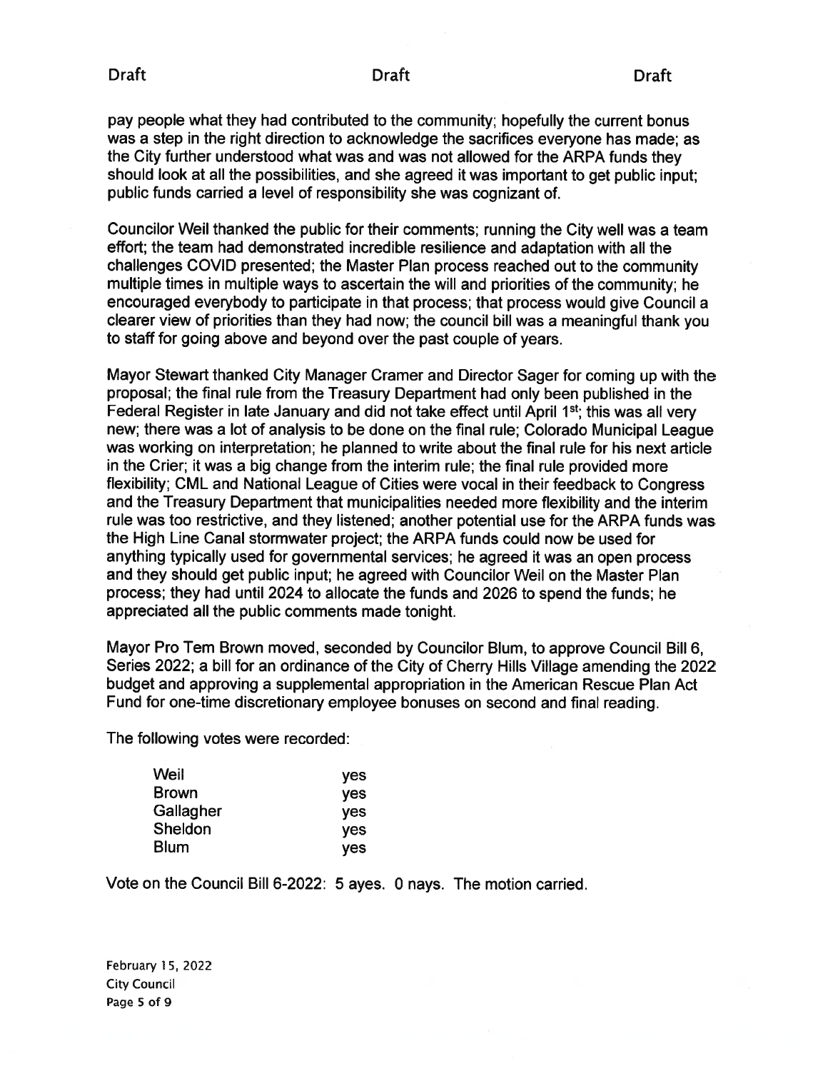pay people what they had contributed to the community; hopefully the current bonus was a step in the right direction to acknowledge the sacrifices everyone has made; as the City further understood what was and was not allowed for the ARPA funds they should look at all the possibilities, and she agreed it was important to get public input; public funds carried a level of responsibility she was cognizant of.

Councilor Weil thanked the public for their comments; running the City well was a team effort; the team had demonstrated incredible resilience and adaptation with all the challenges COVID presented; the Master Plan process reached out to the community multiple times in multiple ways to ascertain the will and priorities of the community; he encouraged everybody to participate in that process; that process would give Council a clearer view of priorities than they had now; the council bill was a meaningful thank you to staff for going above and beyond over the past couple of years.

Mayor Stewart thanked City Manager Cramer and Director Sager for coming up with the proposal; the final rule from the Treasury Department had only been published in the Federal Register in late January and did not take effect until April 1st; this was all very new; there was a lot of analysis to be done on the final rule; Colorado Municipal League was working on interpretation; he planned to write about the final rule for his next article in the Crier; it was a big change from the interim rule; the final rule provided more flexibility; CML and National League of Cities were vocal in their feedback to Congress and the Treasury Department that municipalities needed more flexibility and the interim rule was too restrictive, and they listened; another potential use for the ARPA funds was the High Line Canal stormwater project; the ARPA funds could now be used for anything typically used for governmental services; he agreed it was an open process and they should get public input; he agreed with Councilor Weil on the Master Plan process; they had until 2024 to allocate the funds and 2026 to spend the funds; he appreciated all the public comments made tonight.

Mayor Pro Tem Brown moved, seconded by Councilor Blum, to approve Council Bill 6, Series 2022; a bill for an ordinance of the City of Cherry Hills Village amending the 2022 budget and approving a supplemental appropriation in the American Rescue Plan Act Fund for one-time discretionary employee bonuses on second and final reading.

The following votes were recorded:

| | |
|---|---|
| Weil | yes |
| Brown | yes |
| Gallagher | yes |
| Sheldon | yes |
| Blum | yes |

Vote on the Council Bill 6-2022: 5 ayes. 0 nays. The motion carried.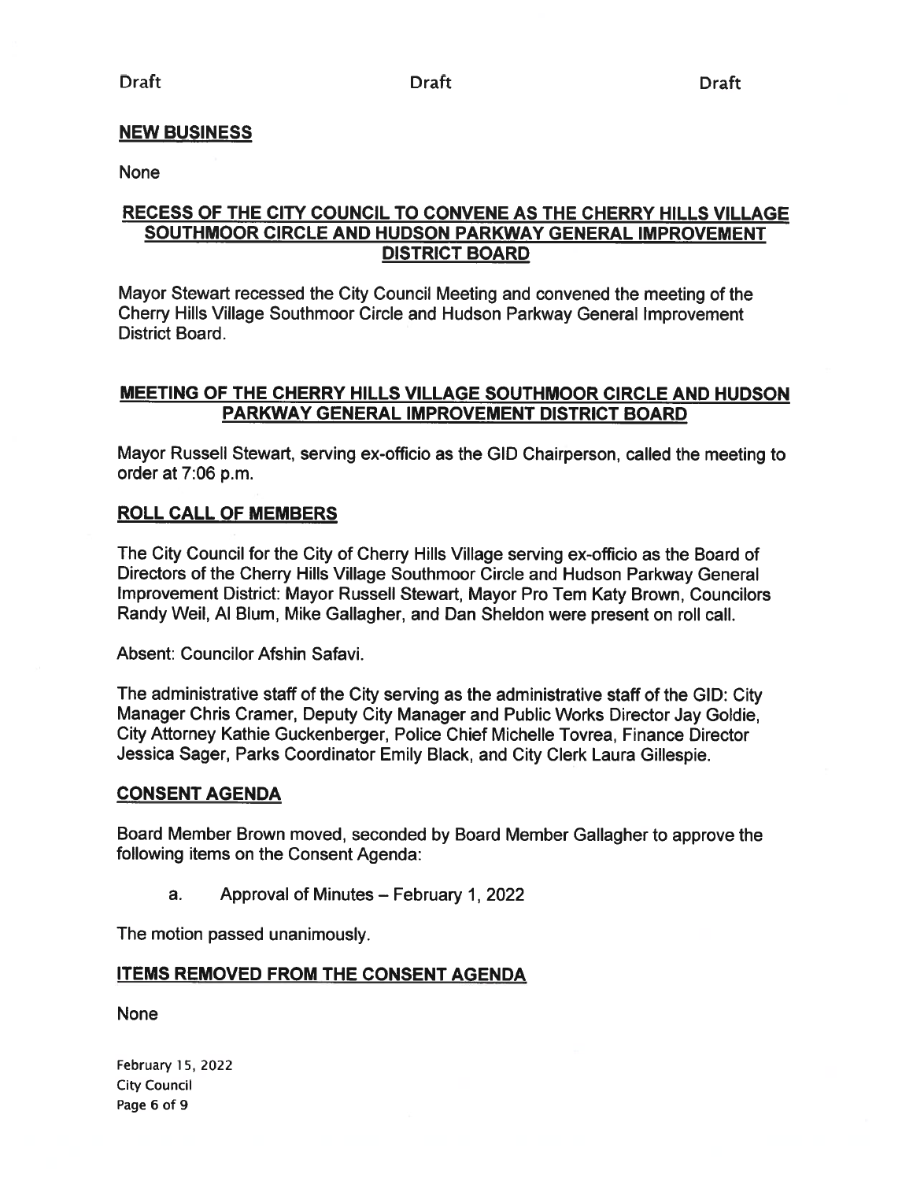## NEW BUSINESS

None

## RECESS OF THE CITY COUNCIL TO CONVENE AS THE CHERRY HILLS VILLAGE SOUTHMOOR CIRCLE AND HUDSON PARKWAY GENERAL IMPROVEMENT DISTRICT BOARD

Mayor Stewart recessed the City Council Meeting and convened the meeting of the Cherry Hills Village Southmoor Circle and Hudson Parkway General Improvement District Board.

## MEETING OF THE CHERRY HILLS VILLAGE SOUTHMOOR CIRCLE AND HUDSON PARKWAY GENERAL IMPROVEMENT DISTRICT BOARD

Mayor Russell Stewart, serving ex-officio as the GID Chairperson, called the meeting to order at 7:06 p.m.

## ROLL CALL OF MEMBERS

The City Council for the City of Cherry Hills Village serving ex-officio as the Board of Directors of the Cherry Hills Village Southmoor Circle and Hudson Parkway General Improvement District: Mayor Russell Stewart, Mayor Pro Tem Katy Brown, Councilors Randy Weil, Al Blum, Mike Gallagher, and Dan Sheldon were present on roll call.

Absent: Councilor Afshin Safavi.

The administrative staff of the City serving as the administrative staff of the GID: City Manager Chris Cramer, Deputy City Manager and Public Works Director Jay Goldie, City Attorney Kathie Guckenberger, Police Chief Michelle Tovrea, Finance Director Jessica Sager, Parks Coordinator Emily Black, and City Clerk Laura Gillespie.

## CONSENT AGENDA

Board Member Brown moved, seconded by Board Member Gallagher to approve the following items on the Consent Agenda:

a. Approval of Minutes – February 1, 2022

The motion passed unanimously.

## ITEMS REMOVED FROM THE CONSENT AGENDA

None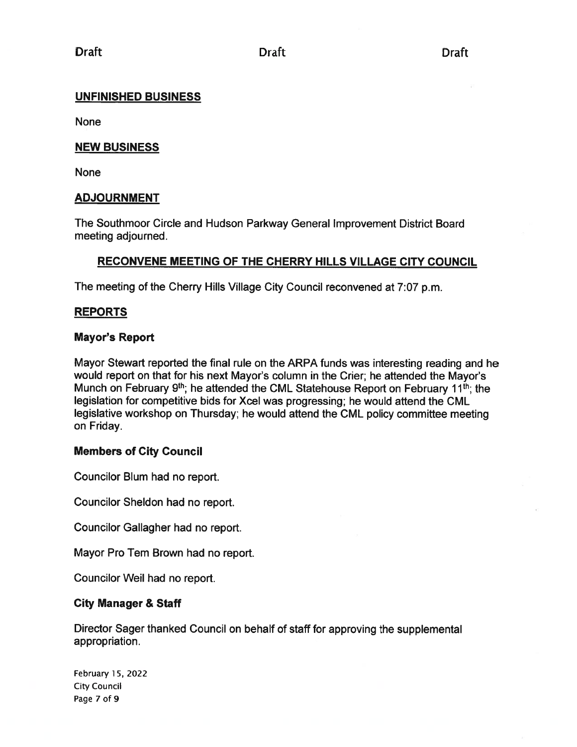## UNFINISHED BUSINESS

None

## NEW BUSINESS

None

## ADJOURNMENT

The Southmoor Circle and Hudson Parkway General Improvement District Board meeting adjourned.

## RECONVENE MEETING OF THE CHERRY HILLS VILLAGE CITY COUNCIL

The meeting of the Cherry Hills Village City Council reconvened at 7:07 p.m.

## REPORTS

### Mayor's Report

Mayor Stewart reported the final rule on the ARPA funds was interesting reading and he would report on that for his next Mayor's column in the Crier; he attended the Mayor's Munch on February 9th; he attended the CML Statehouse Report on February 11th; the legislation for competitive bids for Xcel was progressing; he would attend the CML legislative workshop on Thursday; he would attend the CML policy committee meeting on Friday.

### Members of City Council

Councilor Blum had no report.

Councilor Sheldon had no report.

Councilor Gallagher had no report.

Mayor Pro Tem Brown had no report.

Councilor Weil had no report.

### City Manager & Staff

Director Sager thanked Council on behalf of staff for approving the supplemental appropriation.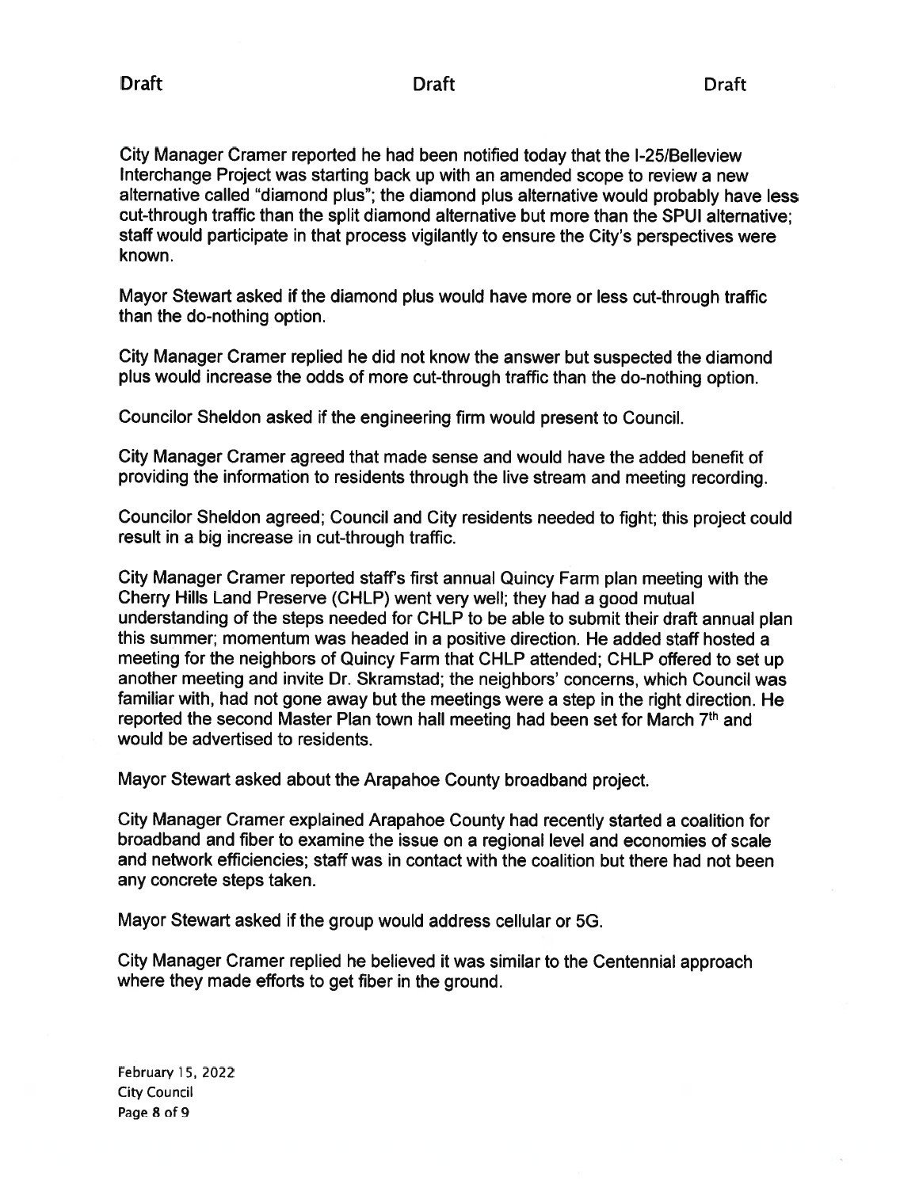City Manager Cramer reported he had been notified today that the I-25/Belleview Interchange Project was starting back up with an amended scope to review a new alternative called "diamond plus"; the diamond plus alternative would probably have less cut-through traffic than the split diamond alternative but more than the SPUI alternative; staff would participate in that process vigilantly to ensure the City's perspectives were known.

Mayor Stewart asked if the diamond plus would have more or less cut-through traffic than the do-nothing option.

City Manager Cramer replied he did not know the answer but suspected the diamond plus would increase the odds of more cut-through traffic than the do-nothing option.

Councilor Sheldon asked if the engineering firm would present to Council.

City Manager Cramer agreed that made sense and would have the added benefit of providing the information to residents through the live stream and meeting recording.

Councilor Sheldon agreed; Council and City residents needed to fight; this project could result in a big increase in cut-through traffic.

City Manager Cramer reported staff's first annual Quincy Farm plan meeting with the Cherry Hills Land Preserve (CHLP) went very well; they had a good mutual understanding of the steps needed for CHLP to be able to submit their draft annual plan this summer; momentum was headed in a positive direction. He added staff hosted a meeting for the neighbors of Quincy Farm that CHLP attended; CHLP offered to set up another meeting and invite Dr. Skramstad; the neighbors' concerns, which Council was familiar with, had not gone away but the meetings were a step in the right direction. He reported the second Master Plan town hall meeting had been set for March 7th and would be advertised to residents.

Mayor Stewart asked about the Arapahoe County broadband project.

City Manager Cramer explained Arapahoe County had recently started a coalition for broadband and fiber to examine the issue on a regional level and economies of scale and network efficiencies; staff was in contact with the coalition but there had not been any concrete steps taken.

Mayor Stewart asked if the group would address cellular or 5G.

City Manager Cramer replied he believed it was similar to the Centennial approach where they made efforts to get fiber in the ground.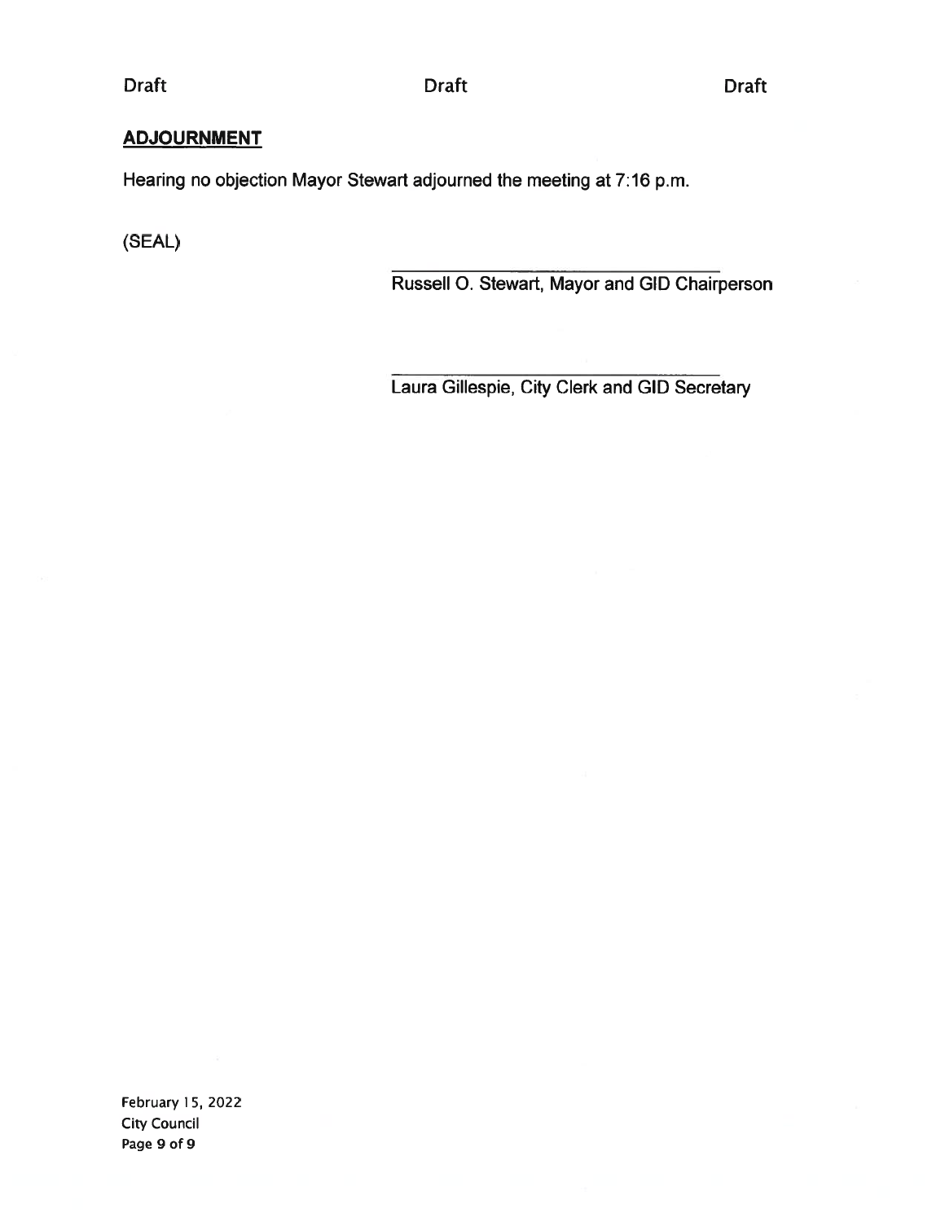## ADJOURNMENT

Hearing no objection Mayor Stewart adjourned the meeting at 7:16 p.m.

(SEAL)

\_\_\_\_\_\_\_\_\_\_\_\_\_\_\_\_\_\_\_\_\_\_\_\_\_\_\_\_\_\_\_\_\_\_
Russell O. Stewart, Mayor and GID Chairperson

\_\_\_\_\_\_\_\_\_\_\_\_\_\_\_\_\_\_\_\_\_\_\_\_\_\_\_\_\_\_\_\_\_\_
Laura Gillespie, City Clerk and GID Secretary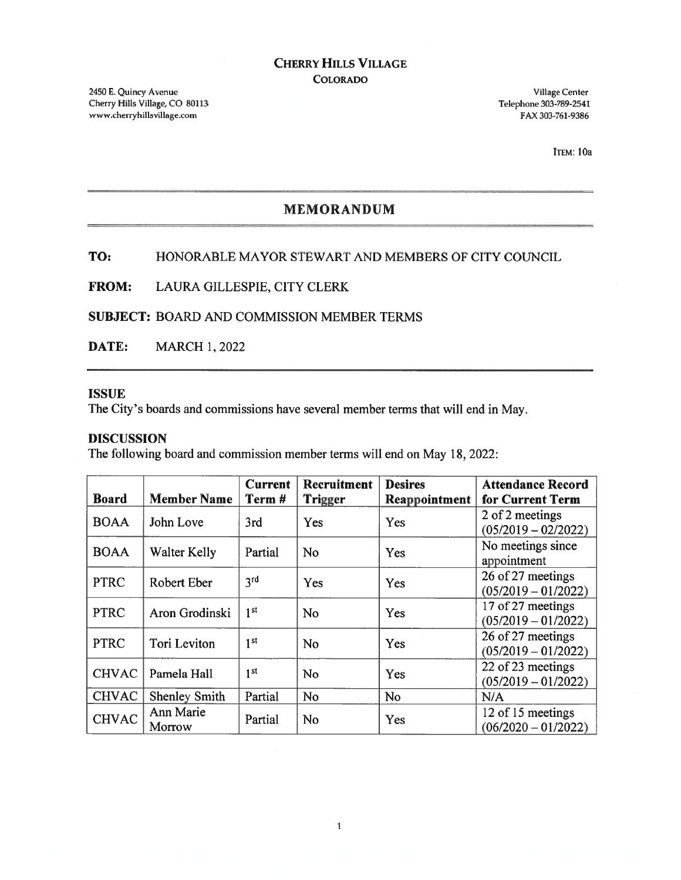# CHERRY HILLS VILLAGE
## COLORADO

2450 E. Quincy Avenue
Cherry Hills Village, CO 80113
www.cherryhillsvillage.com

Village Center
Telephone 303-789-2541
FAX 303-761-9386

ITEM: 10a

## MEMORANDUM

**TO:** HONORABLE MAYOR STEWART AND MEMBERS OF CITY COUNCIL

**FROM:** LAURA GILLESPIE, CITY CLERK

**SUBJECT:** BOARD AND COMMISSION MEMBER TERMS

**DATE:** MARCH 1, 2022

### ISSUE

The City's boards and commissions have several member terms that will end in May.

### DISCUSSION

The following board and commission member terms will end on May 18, 2022:

| Board | Member Name | Current Term # | Recruitment Trigger | Desires Reappointment | Attendance Record for Current Term |
|---|---|---|---|---|---|
| BOAA | John Love | 3rd | Yes | Yes | 2 of 2 meetings (05/2019 – 02/2022) |
| BOAA | Walter Kelly | Partial | No | Yes | No meetings since appointment |
| PTRC | Robert Eber | 3rd | Yes | Yes | 26 of 27 meetings (05/2019 – 01/2022) |
| PTRC | Aron Grodinski | 1st | No | Yes | 17 of 27 meetings (05/2019 – 01/2022) |
| PTRC | Tori Leviton | 1st | No | Yes | 26 of 27 meetings (05/2019 – 01/2022) |
| CHVAC | Pamela Hall | 1st | No | Yes | 22 of 23 meetings (05/2019 – 01/2022) |
| CHVAC | Shenley Smith | Partial | No | No | N/A |
| CHVAC | Ann Marie Morrow | Partial | No | Yes | 12 of 15 meetings (06/2020 – 01/2022) |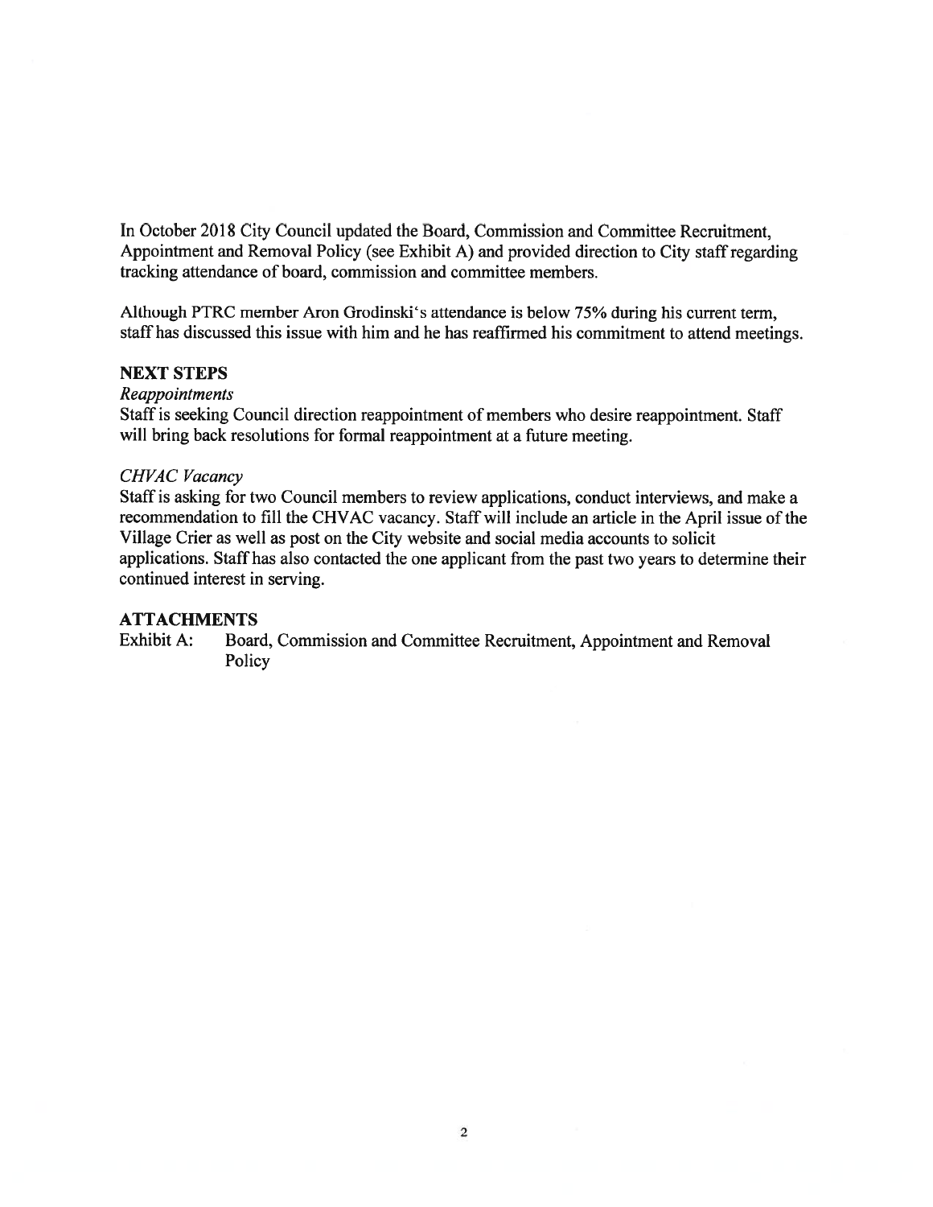In October 2018 City Council updated the Board, Commission and Committee Recruitment, Appointment and Removal Policy (see Exhibit A) and provided direction to City staff regarding tracking attendance of board, commission and committee members.

Although PTRC member Aron Grodinski's attendance is below 75% during his current term, staff has discussed this issue with him and he has reaffirmed his commitment to attend meetings.

## NEXT STEPS

*Reappointments*

Staff is seeking Council direction reappointment of members who desire reappointment. Staff will bring back resolutions for formal reappointment at a future meeting.

*CHVAC Vacancy*

Staff is asking for two Council members to review applications, conduct interviews, and make a recommendation to fill the CHVAC vacancy. Staff will include an article in the April issue of the Village Crier as well as post on the City website and social media accounts to solicit applications. Staff has also contacted the one applicant from the past two years to determine their continued interest in serving.

## ATTACHMENTS

Exhibit A: Board, Commission and Committee Recruitment, Appointment and Removal Policy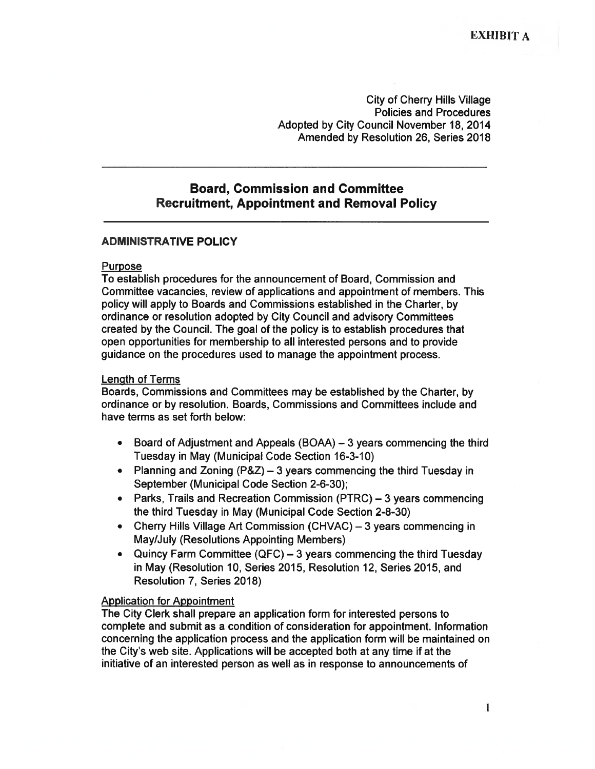**EXHIBIT A**

City of Cherry Hills Village
Policies and Procedures
Adopted by City Council November 18, 2014
Amended by Resolution 26, Series 2018

---

## Board, Commission and Committee Recruitment, Appointment and Removal Policy

---

### ADMINISTRATIVE POLICY

Purpose

To establish procedures for the announcement of Board, Commission and Committee vacancies, review of applications and appointment of members. This policy will apply to Boards and Commissions established in the Charter, by ordinance or resolution adopted by City Council and advisory Committees created by the Council. The goal of the policy is to establish procedures that open opportunities for membership to all interested persons and to provide guidance on the procedures used to manage the appointment process.

Length of Terms

Boards, Commissions and Committees may be established by the Charter, by ordinance or by resolution. Boards, Commissions and Committees include and have terms as set forth below:

- Board of Adjustment and Appeals (BOAA) – 3 years commencing the third Tuesday in May (Municipal Code Section 16-3-10)
- Planning and Zoning (P&Z) – 3 years commencing the third Tuesday in September (Municipal Code Section 2-6-30);
- Parks, Trails and Recreation Commission (PTRC) – 3 years commencing the third Tuesday in May (Municipal Code Section 2-8-30)
- Cherry Hills Village Art Commission (CHVAC) – 3 years commencing in May/July (Resolutions Appointing Members)
- Quincy Farm Committee (QFC) – 3 years commencing the third Tuesday in May (Resolution 10, Series 2015, Resolution 12, Series 2015, and Resolution 7, Series 2018)

Application for Appointment

The City Clerk shall prepare an application form for interested persons to complete and submit as a condition of consideration for appointment. Information concerning the application process and the application form will be maintained on the City's web site. Applications will be accepted both at any time if at the initiative of an interested person as well as in response to announcements of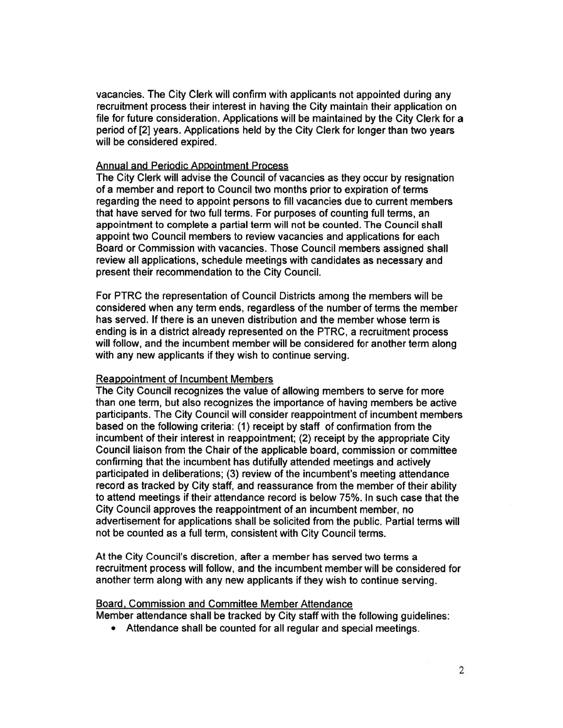vacancies. The City Clerk will confirm with applicants not appointed during any recruitment process their interest in having the City maintain their application on file for future consideration. Applications will be maintained by the City Clerk for a period of [2] years. Applications held by the City Clerk for longer than two years will be considered expired.

## Annual and Periodic Appointment Process

The City Clerk will advise the Council of vacancies as they occur by resignation of a member and report to Council two months prior to expiration of terms regarding the need to appoint persons to fill vacancies due to current members that have served for two full terms. For purposes of counting full terms, an appointment to complete a partial term will not be counted. The Council shall appoint two Council members to review vacancies and applications for each Board or Commission with vacancies. Those Council members assigned shall review all applications, schedule meetings with candidates as necessary and present their recommendation to the City Council.

For PTRC the representation of Council Districts among the members will be considered when any term ends, regardless of the number of terms the member has served. If there is an uneven distribution and the member whose term is ending is in a district already represented on the PTRC, a recruitment process will follow, and the incumbent member will be considered for another term along with any new applicants if they wish to continue serving.

## Reappointment of Incumbent Members

The City Council recognizes the value of allowing members to serve for more than one term, but also recognizes the importance of having members be active participants. The City Council will consider reappointment of incumbent members based on the following criteria: (1) receipt by staff of confirmation from the incumbent of their interest in reappointment; (2) receipt by the appropriate City Council liaison from the Chair of the applicable board, commission or committee confirming that the incumbent has dutifully attended meetings and actively participated in deliberations; (3) review of the incumbent's meeting attendance record as tracked by City staff, and reassurance from the member of their ability to attend meetings if their attendance record is below 75%. In such case that the City Council approves the reappointment of an incumbent member, no advertisement for applications shall be solicited from the public. Partial terms will not be counted as a full term, consistent with City Council terms.

At the City Council's discretion, after a member has served two terms a recruitment process will follow, and the incumbent member will be considered for another term along with any new applicants if they wish to continue serving.

## Board, Commission and Committee Member Attendance

Member attendance shall be tracked by City staff with the following guidelines:

- Attendance shall be counted for all regular and special meetings.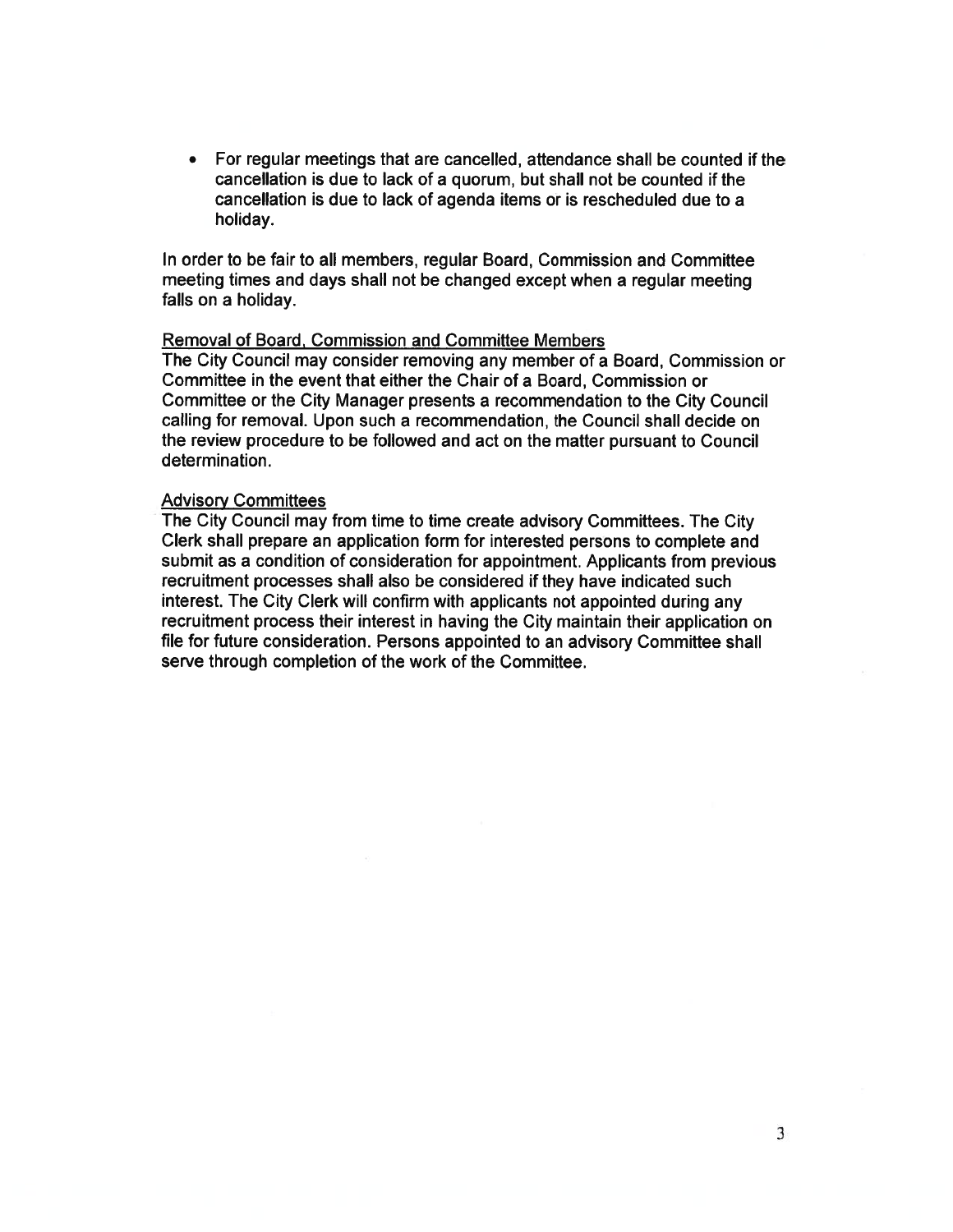- For regular meetings that are cancelled, attendance shall be counted if the cancellation is due to lack of a quorum, but shall not be counted if the cancellation is due to lack of agenda items or is rescheduled due to a holiday.

In order to be fair to all members, regular Board, Commission and Committee meeting times and days shall not be changed except when a regular meeting falls on a holiday.

<u>Removal of Board, Commission and Committee Members</u>

The City Council may consider removing any member of a Board, Commission or Committee in the event that either the Chair of a Board, Commission or Committee or the City Manager presents a recommendation to the City Council calling for removal. Upon such a recommendation, the Council shall decide on the review procedure to be followed and act on the matter pursuant to Council determination.

<u>Advisory Committees</u>

The City Council may from time to time create advisory Committees. The City Clerk shall prepare an application form for interested persons to complete and submit as a condition of consideration for appointment. Applicants from previous recruitment processes shall also be considered if they have indicated such interest. The City Clerk will confirm with applicants not appointed during any recruitment process their interest in having the City maintain their application on file for future consideration. Persons appointed to an advisory Committee shall serve through completion of the work of the Committee.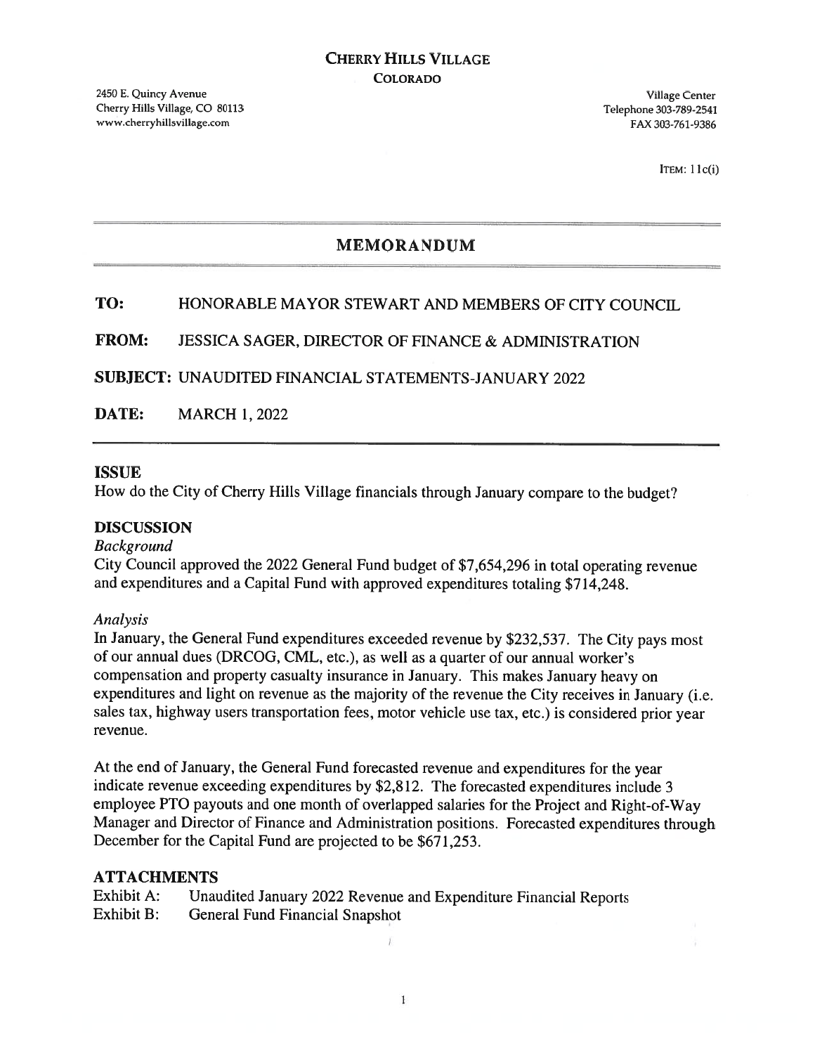# CHERRY HILLS VILLAGE

**COLORADO**

2450 E. Quincy Avenue
Cherry Hills Village, CO 80113
www.cherryhillsvillage.com

Village Center
Telephone 303-789-2541
FAX 303-761-9386

ITEM: 11c(i)

## MEMORANDUM

**TO:** HONORABLE MAYOR STEWART AND MEMBERS OF CITY COUNCIL

**FROM:** JESSICA SAGER, DIRECTOR OF FINANCE & ADMINISTRATION

**SUBJECT:** UNAUDITED FINANCIAL STATEMENTS-JANUARY 2022

**DATE:** MARCH 1, 2022

### ISSUE

How do the City of Cherry Hills Village financials through January compare to the budget?

### DISCUSSION

*Background*

City Council approved the 2022 General Fund budget of $7,654,296 in total operating revenue and expenditures and a Capital Fund with approved expenditures totaling $714,248.

*Analysis*

In January, the General Fund expenditures exceeded revenue by $232,537. The City pays most of our annual dues (DRCOG, CML, etc.), as well as a quarter of our annual worker's compensation and property casualty insurance in January. This makes January heavy on expenditures and light on revenue as the majority of the revenue the City receives in January (i.e. sales tax, highway users transportation fees, motor vehicle use tax, etc.) is considered prior year revenue.

At the end of January, the General Fund forecasted revenue and expenditures for the year indicate revenue exceeding expenditures by $2,812. The forecasted expenditures include 3 employee PTO payouts and one month of overlapped salaries for the Project and Right-of-Way Manager and Director of Finance and Administration positions. Forecasted expenditures through December for the Capital Fund are projected to be $671,253.

### ATTACHMENTS

Exhibit A: Unaudited January 2022 Revenue and Expenditure Financial Reports
Exhibit B: General Fund Financial Snapshot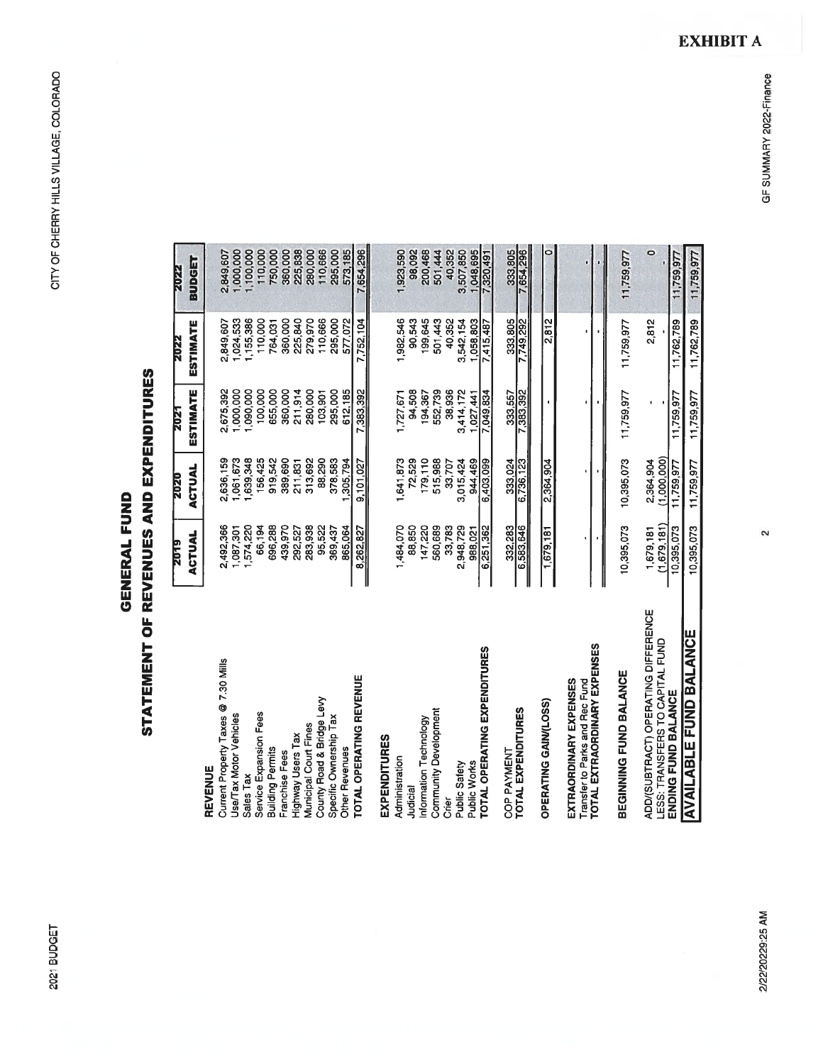**EXHIBIT A**

# GENERAL FUND

## STATEMENT OF REVENUES AND EXPENDITURES

| | 2019 ACTUAL | 2020 ACTUAL | 2021 ESTIMATE | 2022 ESTIMATE | 2022 BUDGET |
|---|---|---|---|---|---|
| **REVENUE** | | | | | |
| Current Property Taxes @ 7.30 Mills | 2,492,366 | 2,636,159 | 2,675,392 | 2,849,607 | 2,849,607 |
| Use/Tax Motor Vehicles | 1,087,301 | 1,061,673 | 1,000,000 | 1,024,533 | 1,000,000 |
| Sales Tax | 1,574,220 | 1,639,348 | 1,090,000 | 1,155,386 | 1,100,000 |
| Service Expansion Fees | 66,194 | 156,425 | 100,000 | 110,000 | 110,000 |
| Building Permits | 696,288 | 919,542 | 655,000 | 764,031 | 750,000 |
| Franchise Fees | 439,970 | 389,690 | 360,000 | 360,000 | 360,000 |
| Highway Users Tax | 292,527 | 211,831 | 211,914 | 225,840 | 225,838 |
| Municipal Court Fines | 283,938 | 313,692 | 280,000 | 279,970 | 280,000 |
| County Road & Bridge Levy | 95,522 | 88,290 | 103,901 | 110,666 | 110,666 |
| Specific Ownership Tax | 369,437 | 378,583 | 295,000 | 295,000 | 295,000 |
| Other Revenues | 865,064 | 1,305,794 | 612,185 | 577,072 | 573,185 |
| **TOTAL OPERATING REVENUE** | 8,262,827 | 9,101,027 | 7,383,392 | 7,752,104 | 7,654,296 |
| **EXPENDITURES** | | | | | |
| Administration | 1,484,070 | 1,641,873 | 1,727,671 | 1,982,546 | 1,923,590 |
| Judicial | 88,850 | 72,529 | 94,508 | 90,543 | 98,092 |
| Information Technology | 147,220 | 179,110 | 194,367 | 199,645 | 200,468 |
| Community Development | 560,689 | 515,988 | 552,739 | 501,443 | 501,444 |
| Crier | 33,783 | 33,707 | 38,936 | 40,352 | 40,352 |
| Public Safety | 2,948,729 | 3,015,424 | 3,414,172 | 3,542,154 | 3,507,850 |
| Public Works | 988,021 | 944,469 | 1,027,441 | 1,058,803 | 1,048,695 |
| **TOTAL OPERATING EXPENDITURES** | 6,251,362 | 6,403,099 | 7,049,834 | 7,415,487 | 7,320,491 |
| COP PAYMENT | 332,283 | 333,024 | 333,557 | 333,805 | 333,805 |
| **TOTAL EXPENDITURES** | 6,583,646 | 6,736,123 | 7,383,392 | 7,749,292 | 7,654,296 |
| **OPERATING GAIN/(LOSS)** | 1,679,181 | 2,364,904 | - | 2,812 | 0 |
| **EXTRAORDINARY EXPENSES** | | | | | |
| Transfer to Parks and Rec Fund | - | - | - | - | - |
| **TOTAL EXTRAORDINARY EXPENSES** | - | - | - | - | - |
| **BEGINNING FUND BALANCE** | 10,395,073 | 10,395,073 | 11,759,977 | 11,759,977 | 11,759,977 |
| ADD/(SUBTRACT) OPERATING DIFFERENCE | 1,679,181 | 2,364,904 | - | 2,812 | 0 |
| LESS: TRANSFERS TO CAPITAL FUND | (1,679,181) | (1,000,000) | - | - | - |
| **ENDING FUND BALANCE** | 10,395,073 | 11,759,977 | 11,759,977 | 11,762,789 | 11,759,977 |
| **AVAILABLE FUND BALANCE** | 10,395,073 | 11,759,977 | 11,759,977 | 11,762,789 | 11,759,977 |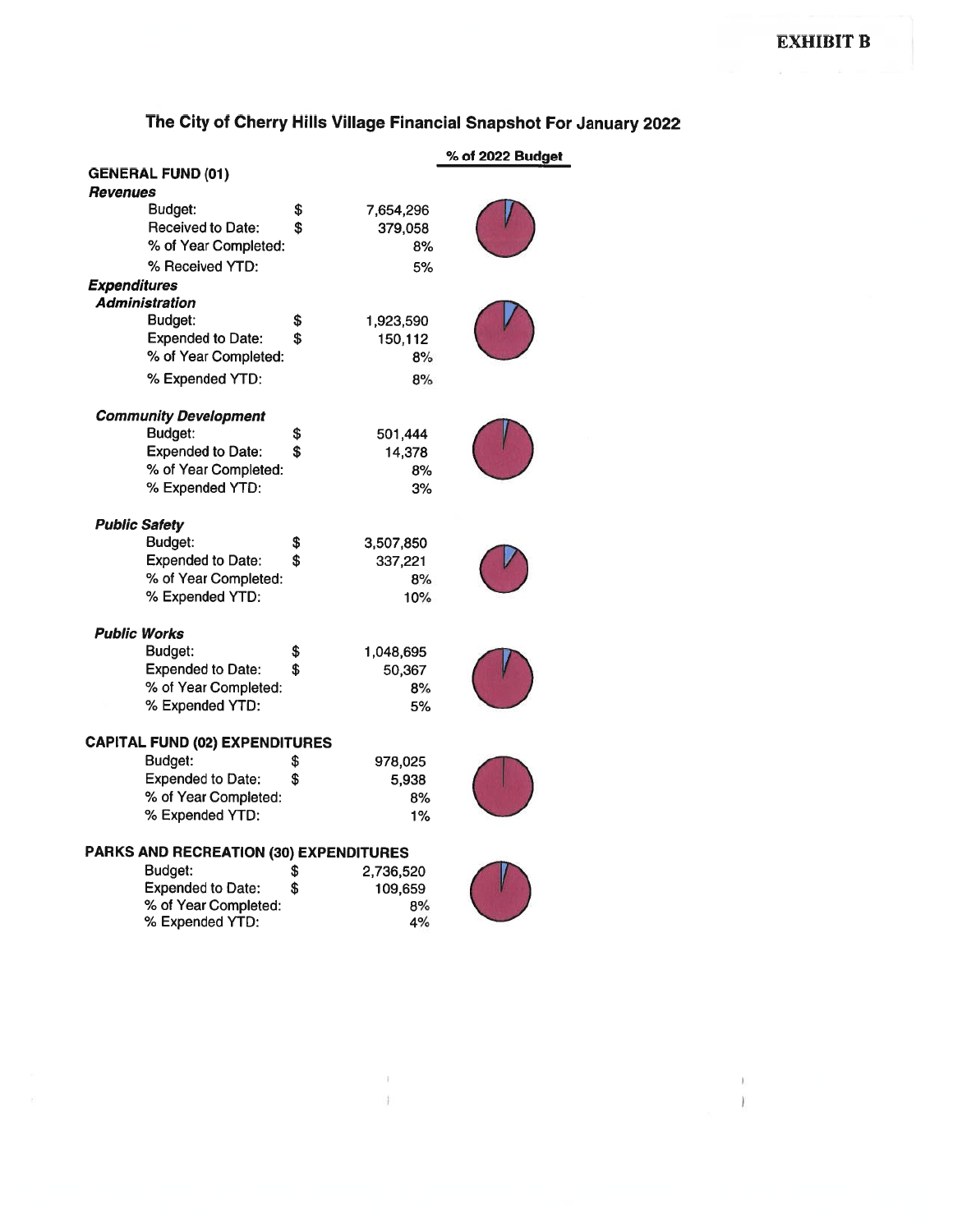EXHIBIT B

# The City of Cherry Hills Village Financial Snapshot For January 2022

% of 2022 Budget

## GENERAL FUND (01)

***Revenues***

| | | |
|---|---|---|
| Budget: | $ | 7,654,296 |
| Received to Date: | $ | 379,058 |
| % of Year Completed: | | 8% |
| % Received YTD: | | 5% |

***Expenditures***

***Administration***

| | | |
|---|---|---|
| Budget: | $ | 1,923,590 |
| Expended to Date: | $ | 150,112 |
| % of Year Completed: | | 8% |
| % Expended YTD: | | 8% |

***Community Development***

| | | |
|---|---|---|
| Budget: | $ | 501,444 |
| Expended to Date: | $ | 14,378 |
| % of Year Completed: | | 8% |
| % Expended YTD: | | 3% |

***Public Safety***

| | | |
|---|---|---|
| Budget: | $ | 3,507,850 |
| Expended to Date: | $ | 337,221 |
| % of Year Completed: | | 8% |
| % Expended YTD: | | 10% |

***Public Works***

| | | |
|---|---|---|
| Budget: | $ | 1,048,695 |
| Expended to Date: | $ | 50,367 |
| % of Year Completed: | | 8% |
| % Expended YTD: | | 5% |

## CAPITAL FUND (02) EXPENDITURES

| | | |
|---|---|---|
| Budget: | $ | 978,025 |
| Expended to Date: | $ | 5,938 |
| % of Year Completed: | | 8% |
| % Expended YTD: | | 1% |

## PARKS AND RECREATION (30) EXPENDITURES

| | | |
|---|---|---|
| Budget: | $ | 2,736,520 |
| Expended to Date: | $ | 109,659 |
| % of Year Completed: | | 8% |
| % Expended YTD: | | 4% |